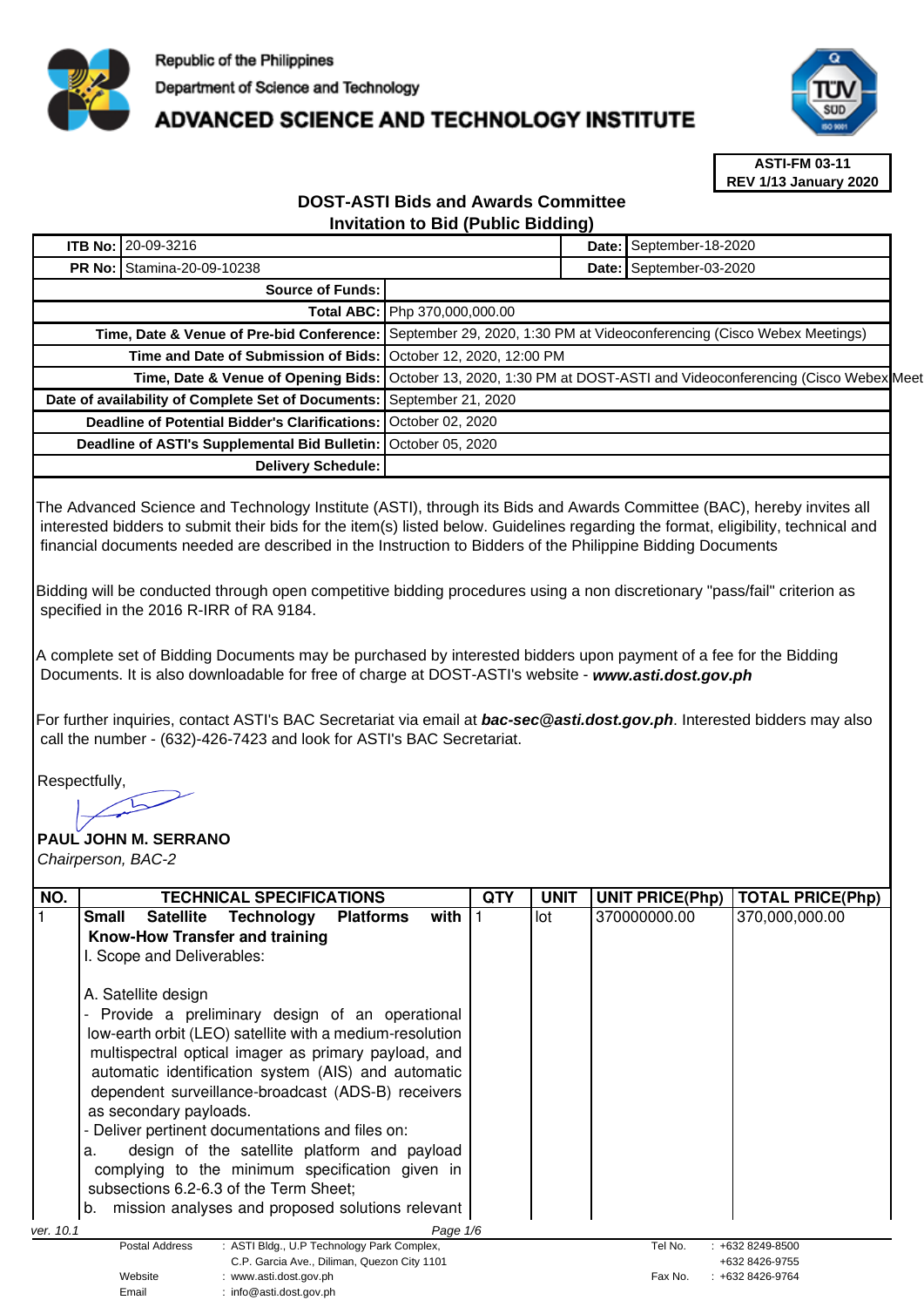Republic of the Philippines
Department of Science and Technology

# ADVANCED SCIENCE AND TECHNOLOGY INSTITUTE

**ASTI-FM 03-11**
**REV 1/13 January 2020**

## DOST-ASTI Bids and Awards Committee
## Invitation to Bid (Public Bidding)

| | | | |
|---|---|---|---|
| **ITB No:** | 20-09-3216 | **Date:** | September-18-2020 |
| **PR No:** | Stamina-20-09-10238 | **Date:** | September-03-2020 |

| | |
|---|---|
| **Source of Funds:** | |
| **Total ABC:** | Php 370,000,000.00 |
| **Time, Date & Venue of Pre-bid Conference:** | September 29, 2020, 1:30 PM at Videoconferencing (Cisco Webex Meetings) |
| **Time and Date of Submission of Bids:** | October 12, 2020, 12:00 PM |
| **Time, Date & Venue of Opening Bids:** | October 13, 2020, 1:30 PM at DOST-ASTI and Videoconferencing (Cisco Webex Meet |
| **Date of availability of Complete Set of Documents:** | September 21, 2020 |
| **Deadline of Potential Bidder's Clarifications:** | October 02, 2020 |
| **Deadline of ASTI's Supplemental Bid Bulletin:** | October 05, 2020 |
| **Delivery Schedule:** | |

The Advanced Science and Technology Institute (ASTI), through its Bids and Awards Committee (BAC), hereby invites all interested bidders to submit their bids for the item(s) listed below. Guidelines regarding the format, eligibility, technical and financial documents needed are described in the Instruction to Bidders of the Philippine Bidding Documents

Bidding will be conducted through open competitive bidding procedures using a non discretionary "pass/fail" criterion as specified in the 2016 R-IRR of RA 9184.

A complete set of Bidding Documents may be purchased by interested bidders upon payment of a fee for the Bidding Documents. It is also downloadable for free of charge at DOST-ASTI's website - ***www.asti.dost.gov.ph***

For further inquiries, contact ASTI's BAC Secretariat via email at ***bac-sec@asti.dost.gov.ph***. Interested bidders may also call the number - (632)-426-7423 and look for ASTI's BAC Secretariat.

Respectfully,

**PAUL JOHN M. SERRANO**
*Chairperson, BAC-2*

| NO. | TECHNICAL SPECIFICATIONS | QTY | UNIT | UNIT PRICE(Php) | TOTAL PRICE(Php) |
|---|---|---|---|---|---|
| 1 | **Small Satellite Technology Platforms with Know-How Transfer and training**<br>I. Scope and Deliverables:<br><br>A. Satellite design<br>- Provide a preliminary design of an operational low-earth orbit (LEO) satellite with a medium-resolution multispectral optical imager as primary payload, and automatic identification system (AIS) and automatic dependent surveillance-broadcast (ADS-B) receivers as secondary payloads.<br>- Deliver pertinent documentations and files on:<br>a. design of the satellite platform and payload complying to the minimum specification given in subsections 6.2-6.3 of the Term Sheet;<br>b. mission analyses and proposed solutions relevant | 1 | lot | 370000000.00 | 370,000,000.00 |

ver. 10.1

Postal Address : ASTI Bldg., U.P Technology Park Complex, C.P. Garcia Ave., Diliman, Quezon City 1101
Website : www.asti.dost.gov.ph
Email : info@asti.dost.gov.ph
Tel No. : +632 8249-8500, +632 8426-9755
Fax No. : +632 8426-9764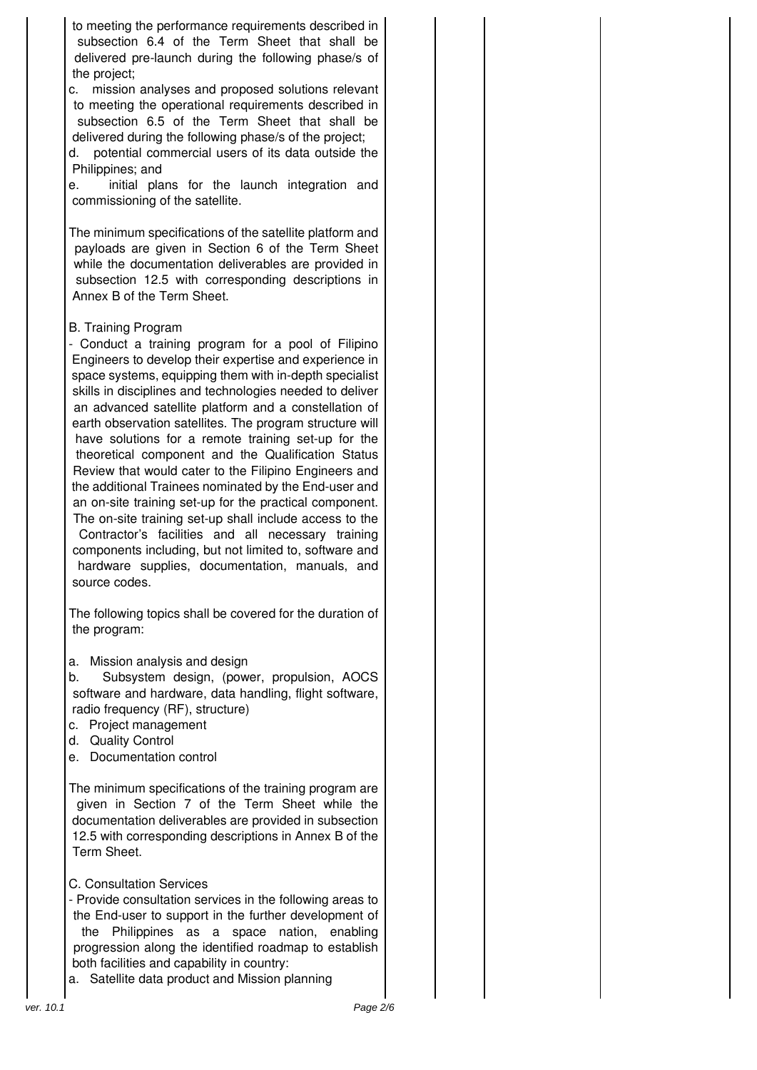to meeting the performance requirements described in subsection 6.4 of the Term Sheet that shall be delivered pre-launch during the following phase/s of the project;

c. mission analyses and proposed solutions relevant to meeting the operational requirements described in subsection 6.5 of the Term Sheet that shall be delivered during the following phase/s of the project;

d. potential commercial users of its data outside the Philippines; and

e. initial plans for the launch integration and commissioning of the satellite.

The minimum specifications of the satellite platform and payloads are given in Section 6 of the Term Sheet while the documentation deliverables are provided in subsection 12.5 with corresponding descriptions in Annex B of the Term Sheet.

B. Training Program

- Conduct a training program for a pool of Filipino Engineers to develop their expertise and experience in space systems, equipping them with in-depth specialist skills in disciplines and technologies needed to deliver an advanced satellite platform and a constellation of earth observation satellites. The program structure will have solutions for a remote training set-up for the theoretical component and the Qualification Status Review that would cater to the Filipino Engineers and the additional Trainees nominated by the End-user and an on-site training set-up for the practical component. The on-site training set-up shall include access to the Contractor's facilities and all necessary training components including, but not limited to, software and hardware supplies, documentation, manuals, and source codes.

The following topics shall be covered for the duration of the program:

a. Mission analysis and design
b. Subsystem design, (power, propulsion, AOCS software and hardware, data handling, flight software, radio frequency (RF), structure)
c. Project management
d. Quality Control
e. Documentation control

The minimum specifications of the training program are given in Section 7 of the Term Sheet while the documentation deliverables are provided in subsection 12.5 with corresponding descriptions in Annex B of the Term Sheet.

C. Consultation Services

- Provide consultation services in the following areas to the End-user to support in the further development of the Philippines as a space nation, enabling progression along the identified roadmap to establish both facilities and capability in country:

a. Satellite data product and Mission planning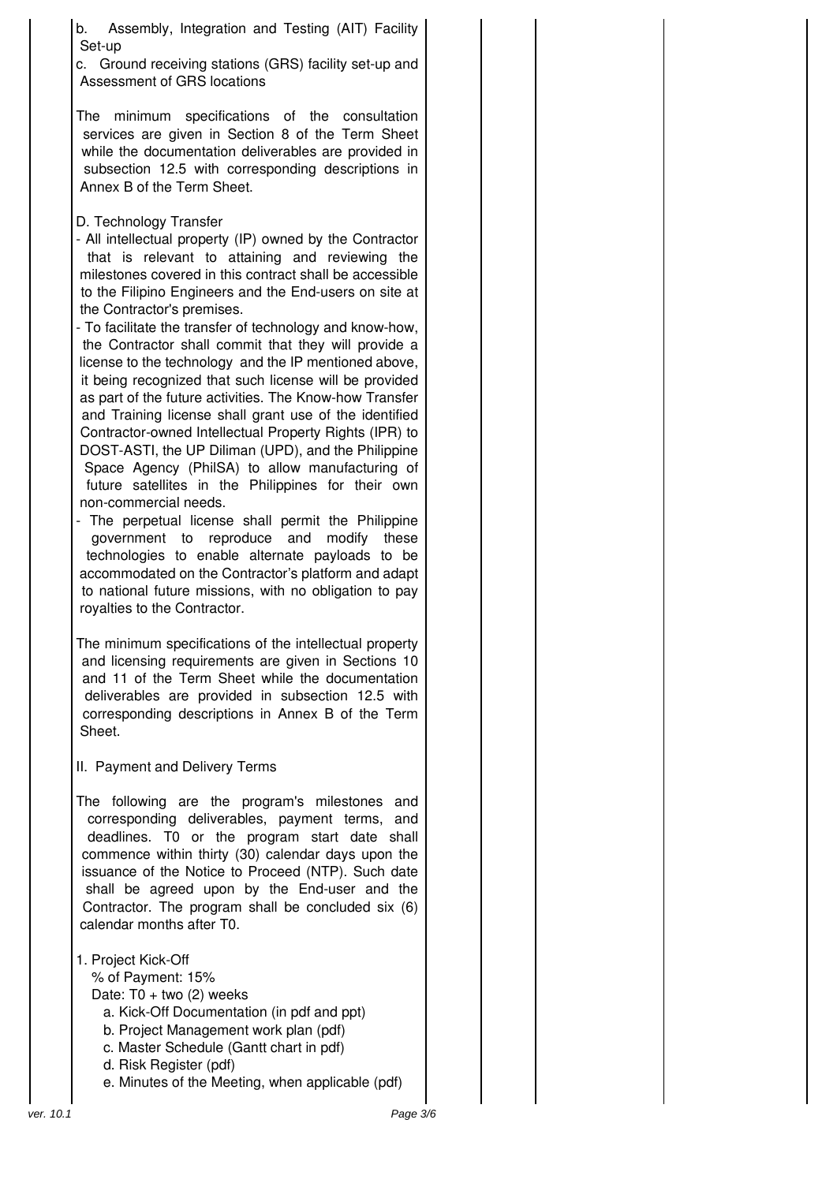b. Assembly, Integration and Testing (AIT) Facility Set-up

c. Ground receiving stations (GRS) facility set-up and Assessment of GRS locations

The minimum specifications of the consultation services are given in Section 8 of the Term Sheet while the documentation deliverables are provided in subsection 12.5 with corresponding descriptions in Annex B of the Term Sheet.

D. Technology Transfer

- All intellectual property (IP) owned by the Contractor that is relevant to attaining and reviewing the milestones covered in this contract shall be accessible to the Filipino Engineers and the End-users on site at the Contractor's premises.
- To facilitate the transfer of technology and know-how, the Contractor shall commit that they will provide a license to the technology and the IP mentioned above, it being recognized that such license will be provided as part of the future activities. The Know-how Transfer and Training license shall grant use of the identified Contractor-owned Intellectual Property Rights (IPR) to DOST-ASTI, the UP Diliman (UPD), and the Philippine Space Agency (PhilSA) to allow manufacturing of future satellites in the Philippines for their own non-commercial needs.
- The perpetual license shall permit the Philippine government to reproduce and modify these technologies to enable alternate payloads to be accommodated on the Contractor's platform and adapt to national future missions, with no obligation to pay royalties to the Contractor.

The minimum specifications of the intellectual property and licensing requirements are given in Sections 10 and 11 of the Term Sheet while the documentation deliverables are provided in subsection 12.5 with corresponding descriptions in Annex B of the Term Sheet.

II. Payment and Delivery Terms

The following are the program's milestones and corresponding deliverables, payment terms, and deadlines. T0 or the program start date shall commence within thirty (30) calendar days upon the issuance of the Notice to Proceed (NTP). Such date shall be agreed upon by the End-user and the Contractor. The program shall be concluded six (6) calendar months after T0.

1. Project Kick-Off
   % of Payment: 15%
   Date: T0 + two (2) weeks
   a. Kick-Off Documentation (in pdf and ppt)
   b. Project Management work plan (pdf)
   c. Master Schedule (Gantt chart in pdf)
   d. Risk Register (pdf)
   e. Minutes of the Meeting, when applicable (pdf)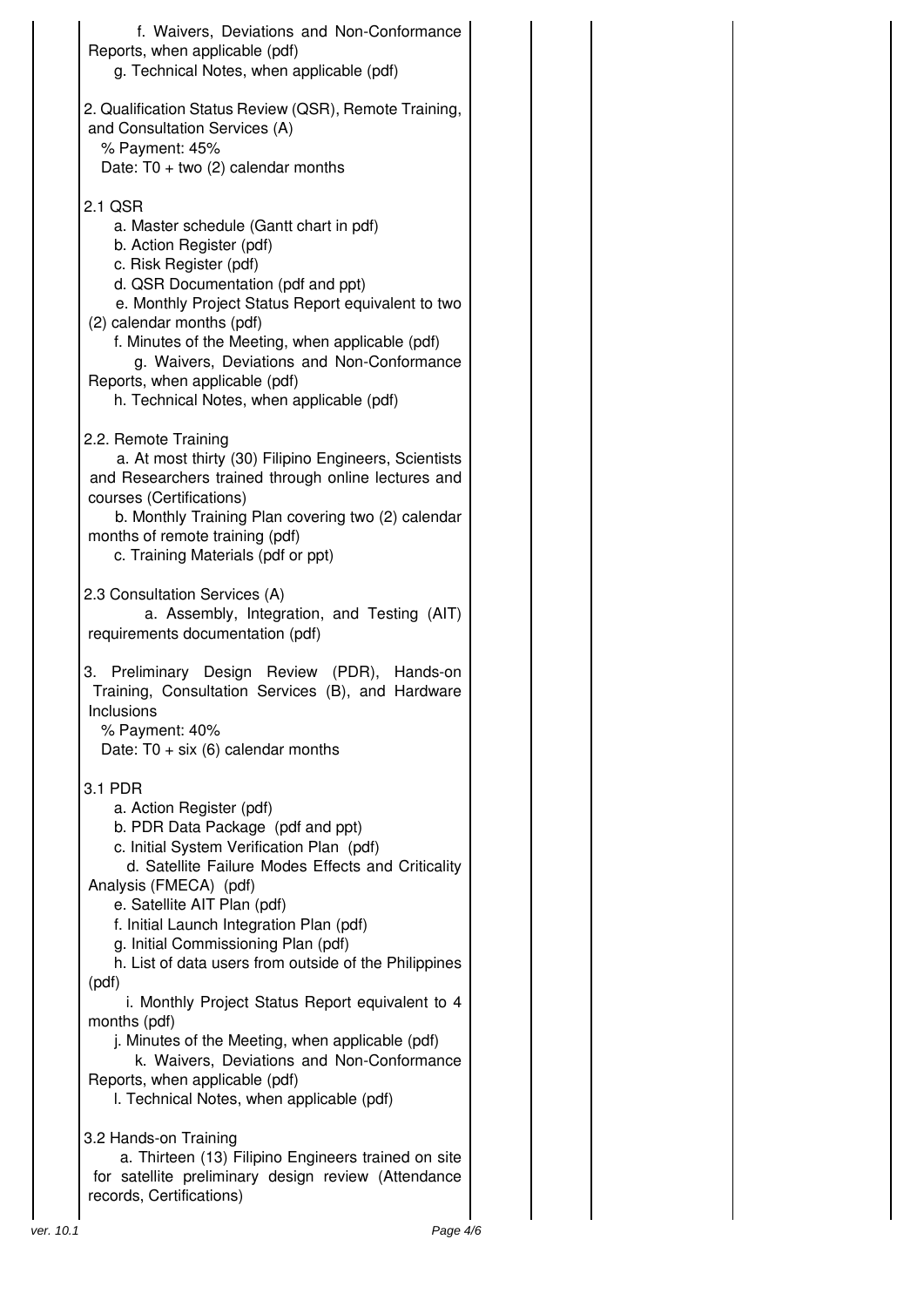f. Waivers, Deviations and Non-Conformance Reports, when applicable (pdf)
g. Technical Notes, when applicable (pdf)

2. Qualification Status Review (QSR), Remote Training, and Consultation Services (A)
% Payment: 45%
Date: T0 + two (2) calendar months

2.1 QSR
a. Master schedule (Gantt chart in pdf)
b. Action Register (pdf)
c. Risk Register (pdf)
d. QSR Documentation (pdf and ppt)
e. Monthly Project Status Report equivalent to two (2) calendar months (pdf)
f. Minutes of the Meeting, when applicable (pdf)
g. Waivers, Deviations and Non-Conformance Reports, when applicable (pdf)
h. Technical Notes, when applicable (pdf)

2.2. Remote Training
a. At most thirty (30) Filipino Engineers, Scientists and Researchers trained through online lectures and courses (Certifications)
b. Monthly Training Plan covering two (2) calendar months of remote training (pdf)
c. Training Materials (pdf or ppt)

2.3 Consultation Services (A)
a. Assembly, Integration, and Testing (AIT) requirements documentation (pdf)

3. Preliminary Design Review (PDR), Hands-on Training, Consultation Services (B), and Hardware Inclusions
% Payment: 40%
Date: T0 + six (6) calendar months

3.1 PDR
a. Action Register (pdf)
b. PDR Data Package (pdf and ppt)
c. Initial System Verification Plan (pdf)
d. Satellite Failure Modes Effects and Criticality Analysis (FMECA) (pdf)
e. Satellite AIT Plan (pdf)
f. Initial Launch Integration Plan (pdf)
g. Initial Commissioning Plan (pdf)
h. List of data users from outside of the Philippines (pdf)
i. Monthly Project Status Report equivalent to 4 months (pdf)
j. Minutes of the Meeting, when applicable (pdf)
k. Waivers, Deviations and Non-Conformance Reports, when applicable (pdf)
l. Technical Notes, when applicable (pdf)

3.2 Hands-on Training
a. Thirteen (13) Filipino Engineers trained on site for satellite preliminary design review (Attendance records, Certifications)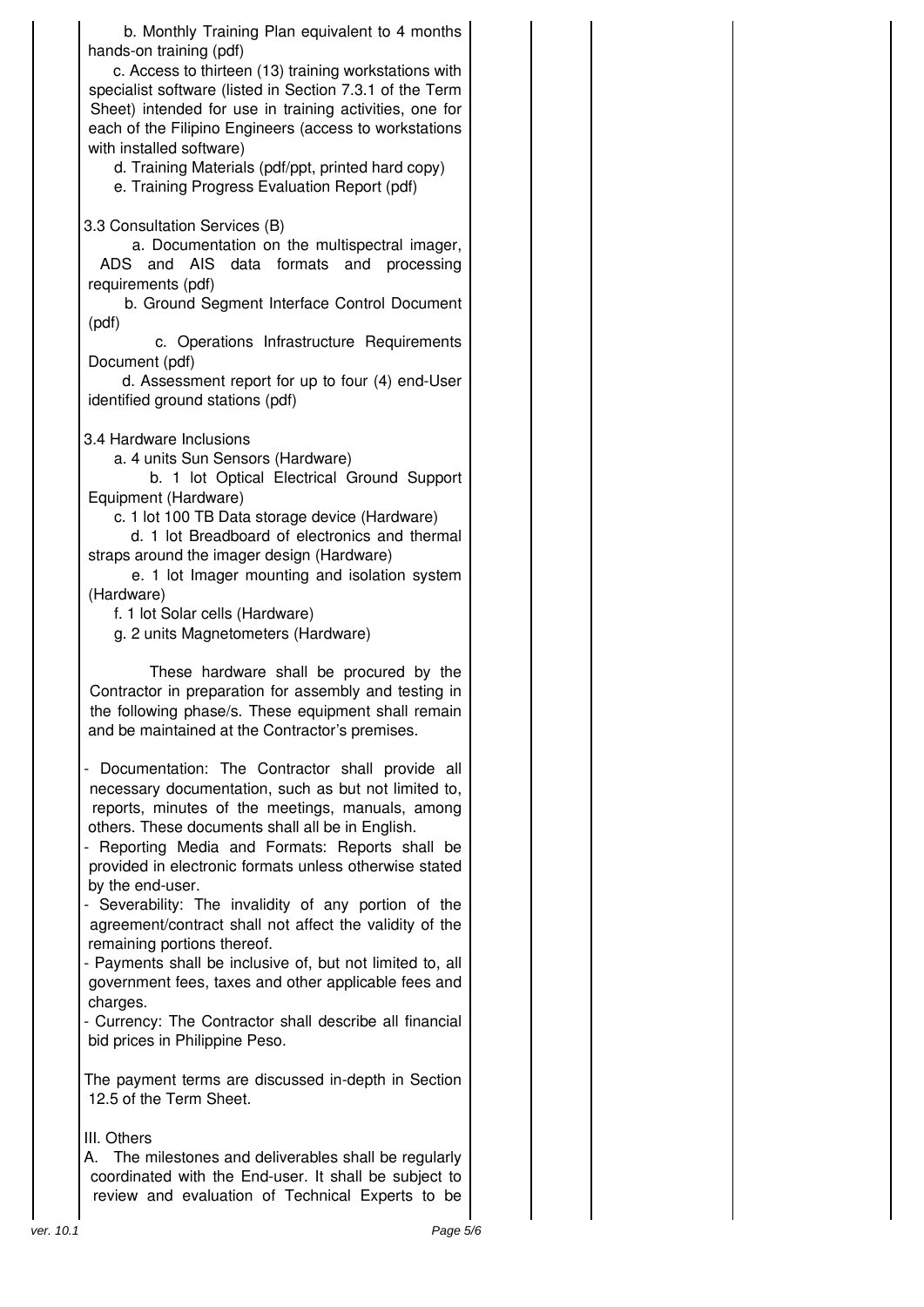b. Monthly Training Plan equivalent to 4 months hands-on training (pdf)

c. Access to thirteen (13) training workstations with specialist software (listed in Section 7.3.1 of the Term Sheet) intended for use in training activities, one for each of the Filipino Engineers (access to workstations with installed software)

d. Training Materials (pdf/ppt, printed hard copy)

e. Training Progress Evaluation Report (pdf)

3.3 Consultation Services (B)

a. Documentation on the multispectral imager, ADS and AIS data formats and processing requirements (pdf)

b. Ground Segment Interface Control Document (pdf)

c. Operations Infrastructure Requirements Document (pdf)

d. Assessment report for up to four (4) end-User identified ground stations (pdf)

3.4 Hardware Inclusions

a. 4 units Sun Sensors (Hardware)

b. 1 lot Optical Electrical Ground Support Equipment (Hardware)

c. 1 lot 100 TB Data storage device (Hardware)

d. 1 lot Breadboard of electronics and thermal straps around the imager design (Hardware)

e. 1 lot Imager mounting and isolation system (Hardware)

f. 1 lot Solar cells (Hardware)

g. 2 units Magnetometers (Hardware)

These hardware shall be procured by the Contractor in preparation for assembly and testing in the following phase/s. These equipment shall remain and be maintained at the Contractor's premises.

- Documentation: The Contractor shall provide all necessary documentation, such as but not limited to, reports, minutes of the meetings, manuals, among others. These documents shall all be in English.
- Reporting Media and Formats: Reports shall be provided in electronic formats unless otherwise stated by the end-user.
- Severability: The invalidity of any portion of the agreement/contract shall not affect the validity of the remaining portions thereof.
- Payments shall be inclusive of, but not limited to, all government fees, taxes and other applicable fees and charges.
- Currency: The Contractor shall describe all financial bid prices in Philippine Peso.

The payment terms are discussed in-depth in Section 12.5 of the Term Sheet.

III. Others

A. The milestones and deliverables shall be regularly coordinated with the End-user. It shall be subject to review and evaluation of Technical Experts to be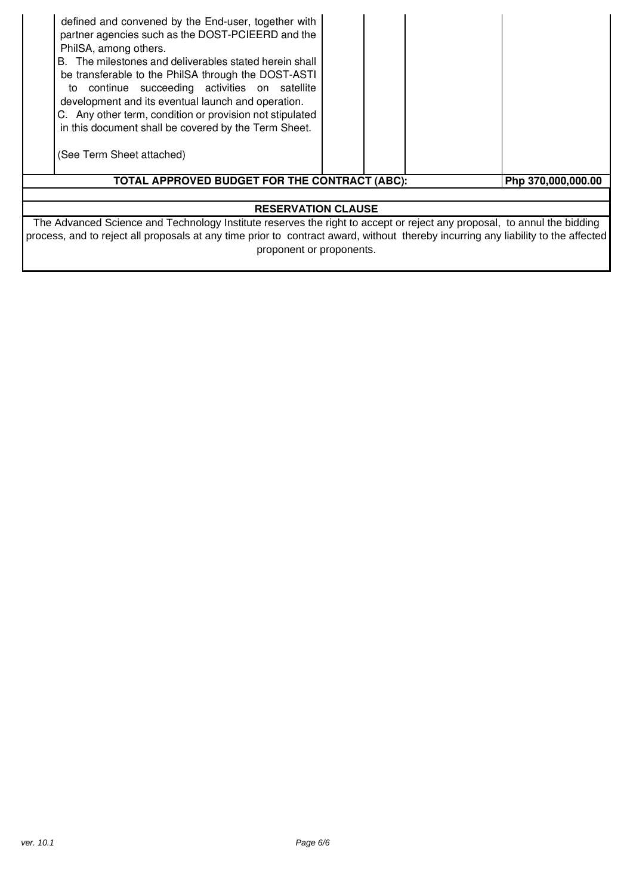| | | | | | |
|---|---|---|---|---|---|
| | defined and convened by the End-user, together with partner agencies such as the DOST-PCIEERD and the PhilSA, among others.<br>B. The milestones and deliverables stated herein shall be transferable to the PhilSA through the DOST-ASTI to continue succeeding activities on satellite development and its eventual launch and operation.<br>C. Any other term, condition or provision not stipulated in this document shall be covered by the Term Sheet.<br><br>(See Term Sheet attached) | | | | |
| **TOTAL APPROVED BUDGET FOR THE CONTRACT (ABC):** | | | | | **Php 370,000,000.00** |

**RESERVATION CLAUSE**

The Advanced Science and Technology Institute reserves the right to accept or reject any proposal, to annul the bidding process, and to reject all proposals at any time prior to contract award, without thereby incurring any liability to the affected proponent or proponents.

*ver. 10.1*